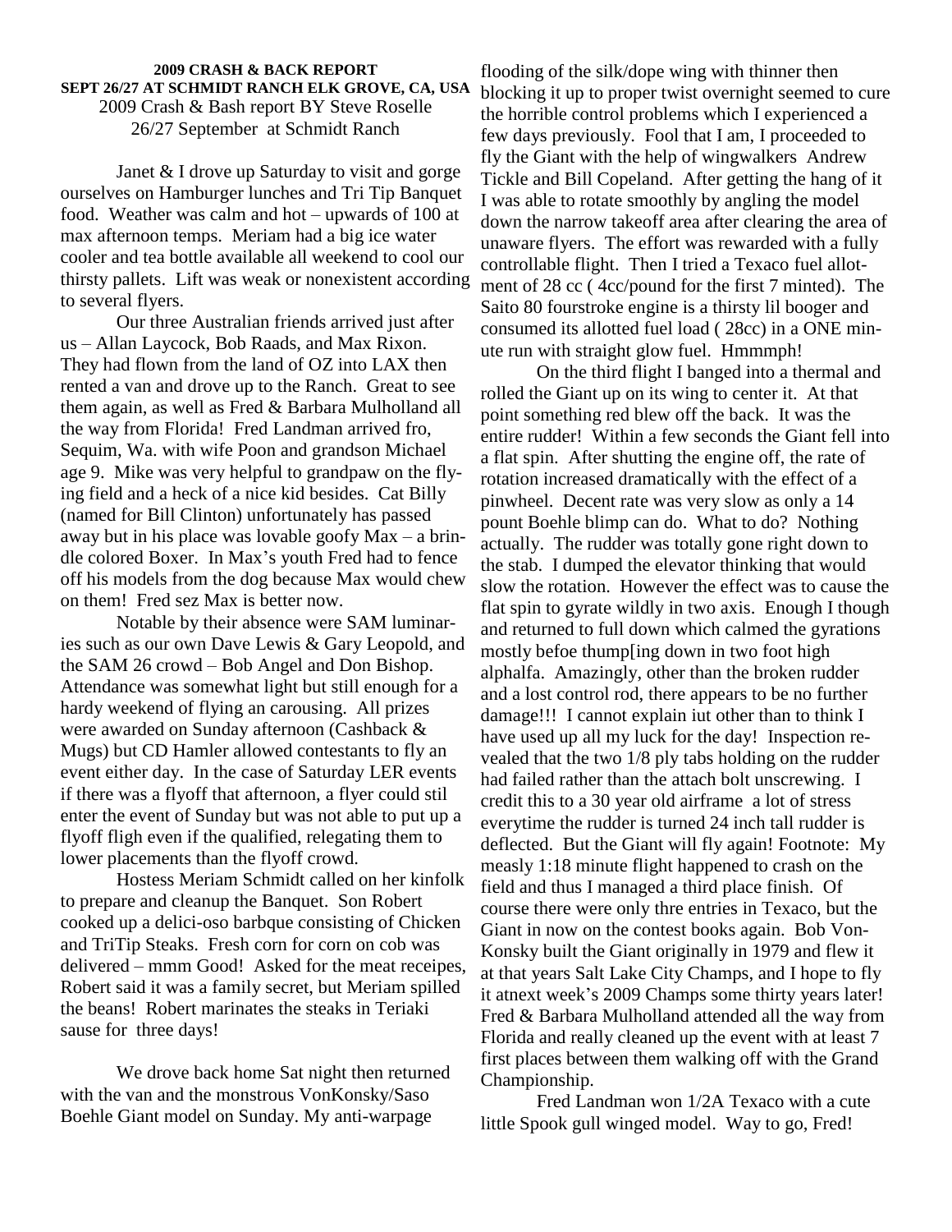**2009 CRASH & BACK REPORT**
**SEPT 26/27 AT SCHMIDT RANCH ELK GROVE, CA, USA**

2009 Crash & Bash report BY Steve Roselle
26/27 September at Schmidt Ranch

Janet & I drove up Saturday to visit and gorge ourselves on Hamburger lunches and Tri Tip Banquet food. Weather was calm and hot – upwards of 100 at max afternoon temps. Meriam had a big ice water cooler and tea bottle available all weekend to cool our thirsty pallets. Lift was weak or nonexistent according to several flyers.

Our three Australian friends arrived just after us – Allan Laycock, Bob Raads, and Max Rixon. They had flown from the land of OZ into LAX then rented a van and drove up to the Ranch. Great to see them again, as well as Fred & Barbara Mulholland all the way from Florida! Fred Landman arrived fro, Sequim, Wa. with wife Poon and grandson Michael age 9. Mike was very helpful to grandpaw on the flying field and a heck of a nice kid besides. Cat Billy (named for Bill Clinton) unfortunately has passed away but in his place was lovable goofy Max – a brindle colored Boxer. In Max's youth Fred had to fence off his models from the dog because Max would chew on them! Fred sez Max is better now.

Notable by their absence were SAM luminaries such as our own Dave Lewis & Gary Leopold, and the SAM 26 crowd – Bob Angel and Don Bishop. Attendance was somewhat light but still enough for a hardy weekend of flying an carousing. All prizes were awarded on Sunday afternoon (Cashback & Mugs) but CD Hamler allowed contestants to fly an event either day. In the case of Saturday LER events if there was a flyoff that afternoon, a flyer could stil enter the event of Sunday but was not able to put up a flyoff fligh even if the qualified, relegating them to lower placements than the flyoff crowd.

Hostess Meriam Schmidt called on her kinfolk to prepare and cleanup the Banquet. Son Robert cooked up a delici-oso barbque consisting of Chicken and TriTip Steaks. Fresh corn for corn on cob was delivered – mmm Good! Asked for the meat receipes, Robert said it was a family secret, but Meriam spilled the beans! Robert marinates the steaks in Teriaki sause for three days!

We drove back home Sat night then returned with the van and the monstrous VonKonsky/Saso Boehle Giant model on Sunday. My anti-warpage flooding of the silk/dope wing with thinner then blocking it up to proper twist overnight seemed to cure the horrible control problems which I experienced a few days previously. Fool that I am, I proceeded to fly the Giant with the help of wingwalkers Andrew Tickle and Bill Copeland. After getting the hang of it I was able to rotate smoothly by angling the model down the narrow takeoff area after clearing the area of unaware flyers. The effort was rewarded with a fully controllable flight. Then I tried a Texaco fuel allotment of 28 cc ( 4cc/pound for the first 7 minted). The Saito 80 fourstroke engine is a thirsty lil booger and consumed its allotted fuel load ( 28cc) in a ONE minute run with straight glow fuel. Hmmmph!

On the third flight I banged into a thermal and rolled the Giant up on its wing to center it. At that point something red blew off the back. It was the entire rudder! Within a few seconds the Giant fell into a flat spin. After shutting the engine off, the rate of rotation increased dramatically with the effect of a pinwheel. Decent rate was very slow as only a 14 pount Boehle blimp can do. What to do? Nothing actually. The rudder was totally gone right down to the stab. I dumped the elevator thinking that would slow the rotation. However the effect was to cause the flat spin to gyrate wildly in two axis. Enough I though and returned to full down which calmed the gyrations mostly befoe thump[ing down in two foot high alphalfa. Amazingly, other than the broken rudder and a lost control rod, there appears to be no further damage!!! I cannot explain iut other than to think I have used up all my luck for the day! Inspection revealed that the two 1/8 ply tabs holding on the rudder had failed rather than the attach bolt unscrewing. I credit this to a 30 year old airframe a lot of stress everytime the rudder is turned 24 inch tall rudder is deflected. But the Giant will fly again! Footnote: My measly 1:18 minute flight happened to crash on the field and thus I managed a third place finish. Of course there were only thre entries in Texaco, but the Giant in now on the contest books again. Bob Von-Konsky built the Giant originally in 1979 and flew it at that years Salt Lake City Champs, and I hope to fly it atnext week's 2009 Champs some thirty years later! Fred & Barbara Mulholland attended all the way from Florida and really cleaned up the event with at least 7 first places between them walking off with the Grand Championship.

Fred Landman won 1/2A Texaco with a cute little Spook gull winged model. Way to go, Fred!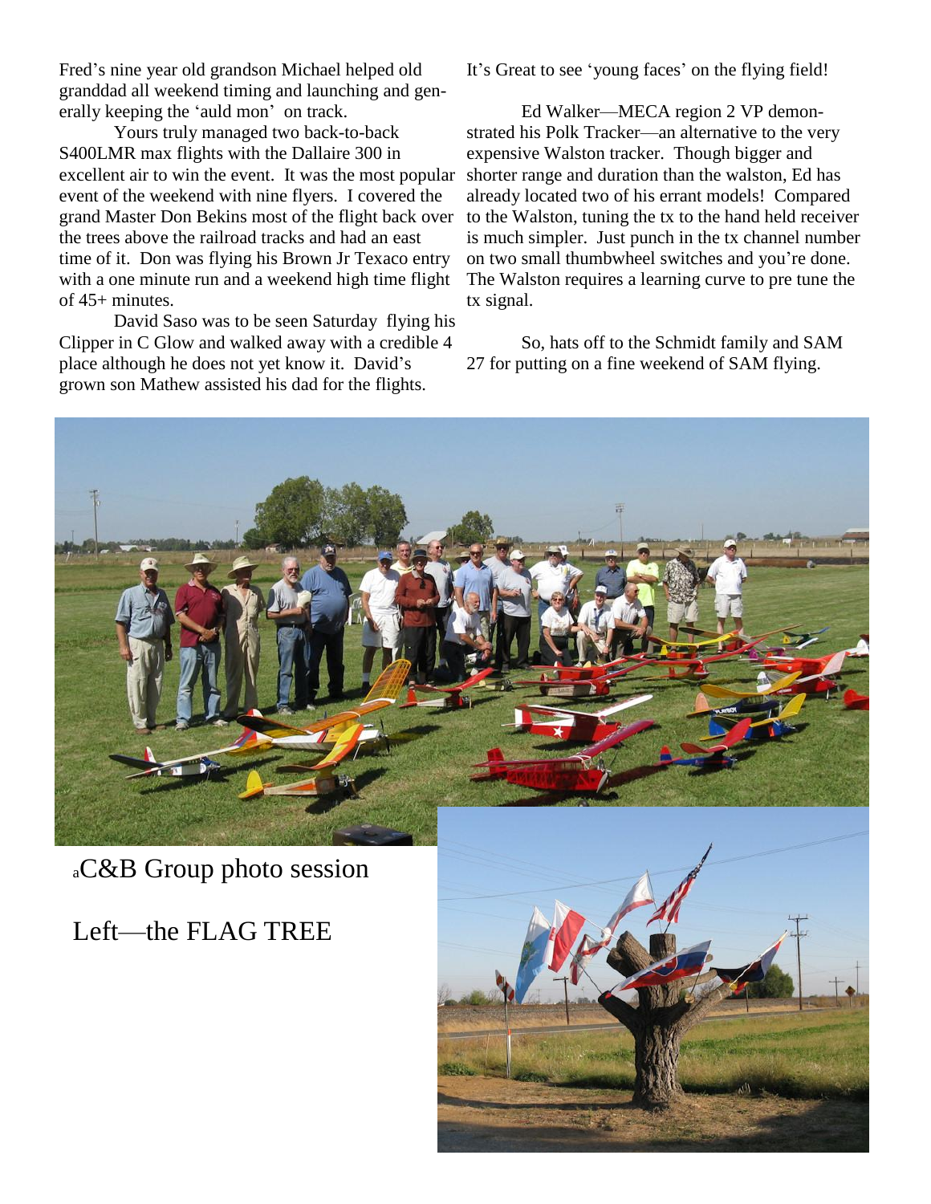Fred's nine year old grandson Michael helped old granddad all weekend timing and launching and generally keeping the 'auld mon' on track.

Yours truly managed two back-to-back S400LMR max flights with the Dallaire 300 in excellent air to win the event. It was the most popular event of the weekend with nine flyers. I covered the grand Master Don Bekins most of the flight back over the trees above the railroad tracks and had an east time of it. Don was flying his Brown Jr Texaco entry with a one minute run and a weekend high time flight of 45+ minutes.

David Saso was to be seen Saturday flying his Clipper in C Glow and walked away with a credible 4 place although he does not yet know it. David's grown son Mathew assisted his dad for the flights.

It's Great to see 'young faces' on the flying field!

Ed Walker—MECA region 2 VP demonstrated his Polk Tracker—an alternative to the very expensive Walston tracker. Though bigger and shorter range and duration than the walston, Ed has already located two of his errant models! Compared to the Walston, tuning the tx to the hand held receiver is much simpler. Just punch in the tx channel number on two small thumbwheel switches and you're done. The Walston requires a learning curve to pre tune the tx signal.

So, hats off to the Schmidt family and SAM 27 for putting on a fine weekend of SAM flying.

aC&B Group photo session

Left—the FLAG TREE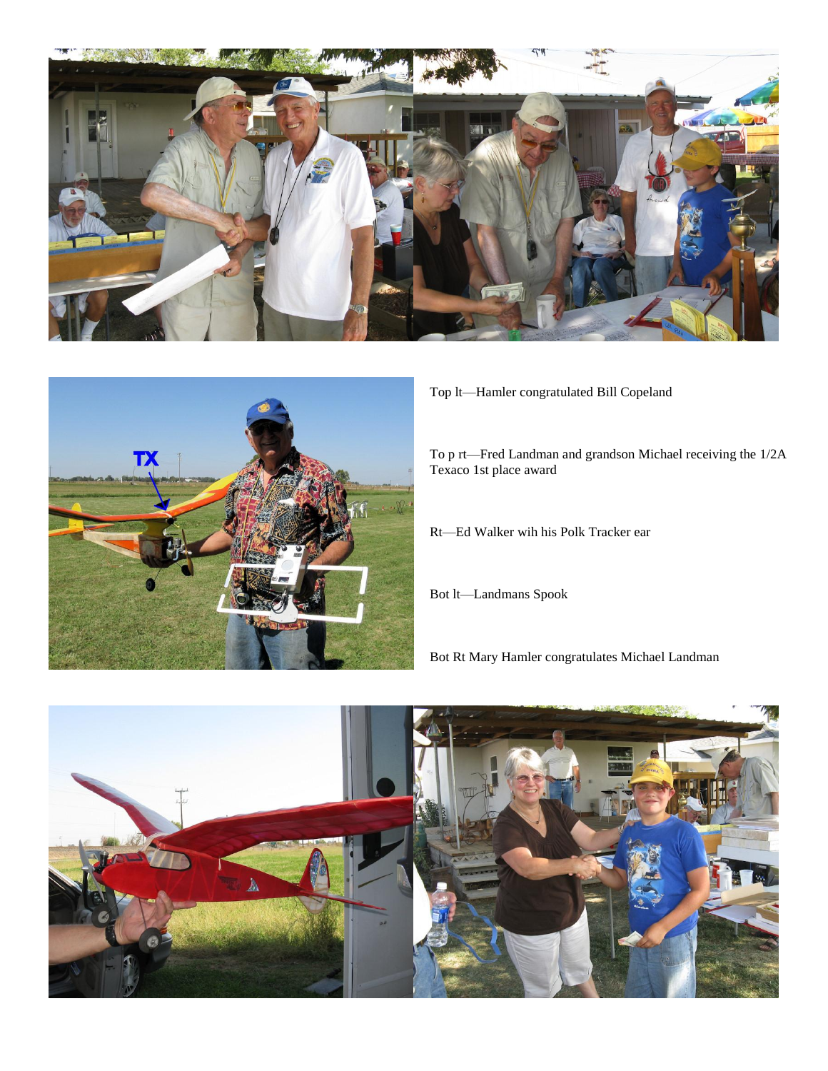Top lt—Hamler congratulated Bill Copeland

To p rt—Fred Landman and grandson Michael receiving the 1/2A Texaco 1st place award

Rt—Ed Walker wih his Polk Tracker ear

Bot lt—Landmans Spook

Bot Rt Mary Hamler congratulates Michael Landman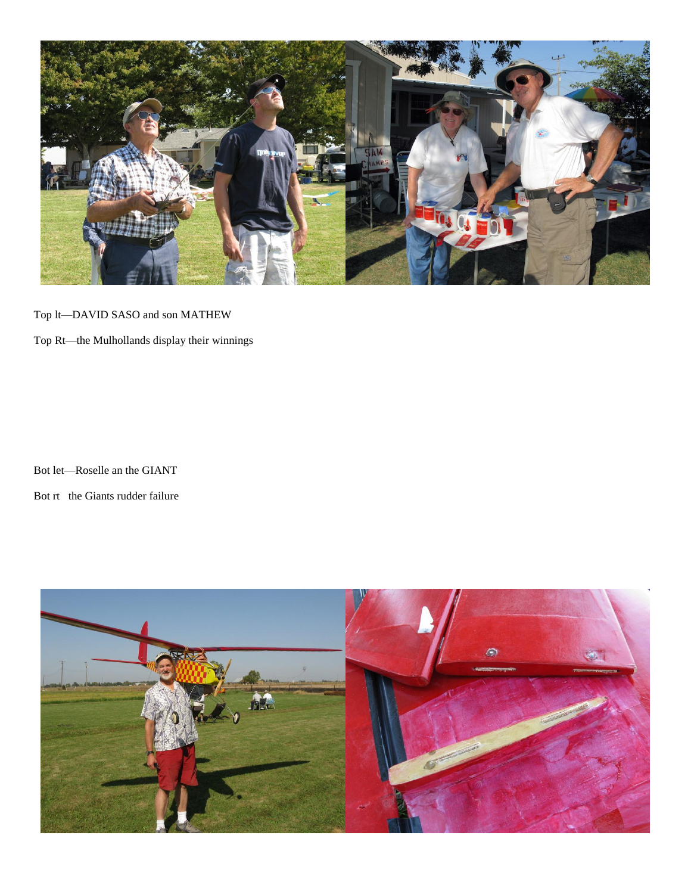Top lt—DAVID SASO and son MATHEW

Top Rt—the Mulhollands display their winnings

Bot let—Roselle an the GIANT

Bot rt   the Giants rudder failure